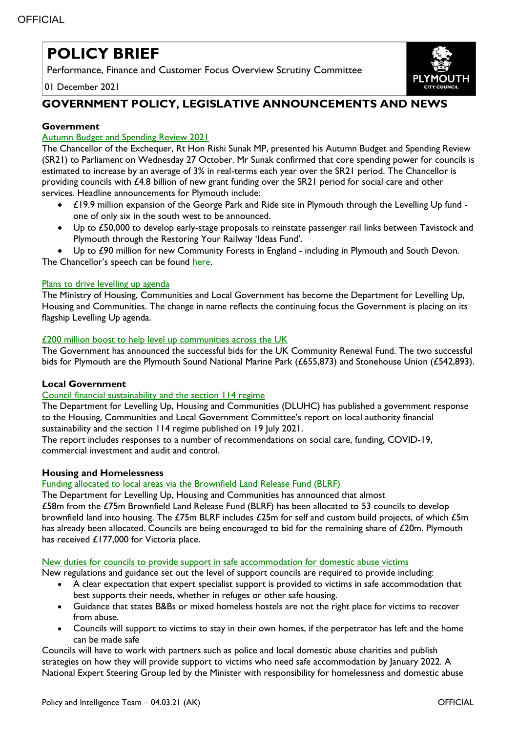# POLICY BRIEF

Performance, Finance and Customer Focus Overview Scrutiny Committee

01 December 2021

## GOVERNMENT POLICY, LEGISLATIVE ANNOUNCEMENTS AND NEWS

### Government

Autumn Budget and Spending Review 2021

The Chancellor of the Exchequer, Rt Hon Rishi Sunak MP, presented his Autumn Budget and Spending Review (SR21) to Parliament on Wednesday 27 October. Mr Sunak confirmed that core spending power for councils is estimated to increase by an average of 3% in real-terms each year over the SR21 period. The Chancellor is providing councils with £4.8 billion of new grant funding over the SR21 period for social care and other services. Headline announcements for Plymouth include:

- £19.9 million expansion of the George Park and Ride site in Plymouth through the Levelling Up fund - one of only six in the south west to be announced.
- Up to £50,000 to develop early-stage proposals to reinstate passenger rail links between Tavistock and Plymouth through the Restoring Your Railway 'Ideas Fund'.
- Up to £90 million for new Community Forests in England - including in Plymouth and South Devon.

The Chancellor's speech can be found here.

Plans to drive levelling up agenda

The Ministry of Housing, Communities and Local Government has become the Department for Levelling Up, Housing and Communities. The change in name reflects the continuing focus the Government is placing on its flagship Levelling Up agenda.

£200 million boost to help level up communities across the UK

The Government has announced the successful bids for the UK Community Renewal Fund. The two successful bids for Plymouth are the Plymouth Sound National Marine Park (£655,873) and Stonehouse Union (£542,893).

### Local Government

Council financial sustainability and the section 114 regime

The Department for Levelling Up, Housing and Communities (DLUHC) has published a government response to the Housing, Communities and Local Government Committee's report on local authority financial sustainability and the section 114 regime published on 19 July 2021.

The report includes responses to a number of recommendations on social care, funding, COVID-19, commercial investment and audit and control.

### Housing and Homelessness

Funding allocated to local areas via the Brownfield Land Release Fund (BLRF)

The Department for Levelling Up, Housing and Communities has announced that almost £58m from the £75m Brownfield Land Release Fund (BLRF) has been allocated to 53 councils to develop brownfield land into housing. The £75m BLRF includes £25m for self and custom build projects, of which £5m has already been allocated. Councils are being encouraged to bid for the remaining share of £20m. Plymouth has received £177,000 for Victoria place.

New duties for councils to provide support in safe accommodation for domestic abuse victims

New regulations and guidance set out the level of support councils are required to provide including:

- A clear expectation that expert specialist support is provided to victims in safe accommodation that best supports their needs, whether in refuges or other safe housing.
- Guidance that states B&Bs or mixed homeless hostels are not the right place for victims to recover from abuse.
- Councils will support to victims to stay in their own homes, if the perpetrator has left and the home can be made safe

Councils will have to work with partners such as police and local domestic abuse charities and publish strategies on how they will provide support to victims who need safe accommodation by January 2022. A National Expert Steering Group led by the Minister with responsibility for homelessness and domestic abuse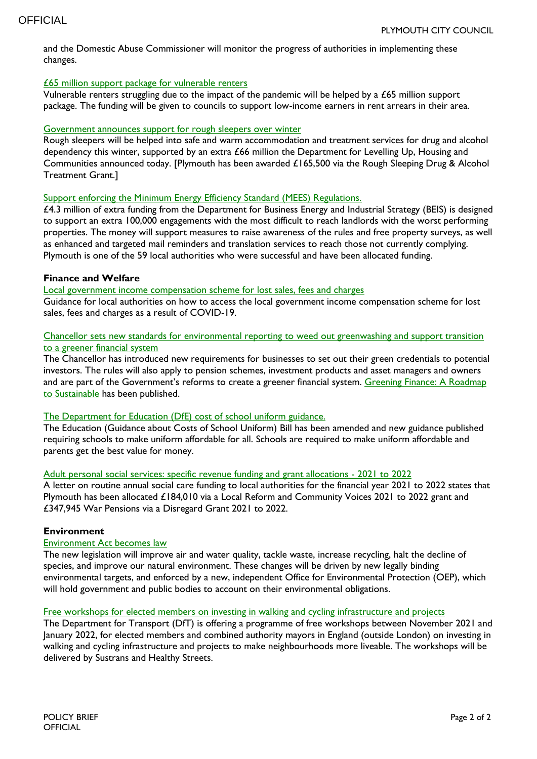and the Domestic Abuse Commissioner will monitor the progress of authorities in implementing these changes.

£65 million support package for vulnerable renters
Vulnerable renters struggling due to the impact of the pandemic will be helped by a £65 million support package. The funding will be given to councils to support low-income earners in rent arrears in their area.

Government announces support for rough sleepers over winter
Rough sleepers will be helped into safe and warm accommodation and treatment services for drug and alcohol dependency this winter, supported by an extra £66 million the Department for Levelling Up, Housing and Communities announced today. [Plymouth has been awarded £165,500 via the Rough Sleeping Drug & Alcohol Treatment Grant.]

Support enforcing the Minimum Energy Efficiency Standard (MEES) Regulations.
£4.3 million of extra funding from the Department for Business Energy and Industrial Strategy (BEIS) is designed to support an extra 100,000 engagements with the most difficult to reach landlords with the worst performing properties. The money will support measures to raise awareness of the rules and free property surveys, as well as enhanced and targeted mail reminders and translation services to reach those not currently complying. Plymouth is one of the 59 local authorities who were successful and have been allocated funding.

**Finance and Welfare**

Local government income compensation scheme for lost sales, fees and charges
Guidance for local authorities on how to access the local government income compensation scheme for lost sales, fees and charges as a result of COVID-19.

Chancellor sets new standards for environmental reporting to weed out greenwashing and support transition to a greener financial system
The Chancellor has introduced new requirements for businesses to set out their green credentials to potential investors. The rules will also apply to pension schemes, investment products and asset managers and owners and are part of the Government's reforms to create a greener financial system. Greening Finance: A Roadmap to Sustainable has been published.

The Department for Education (DfE) cost of school uniform guidance.
The Education (Guidance about Costs of School Uniform) Bill has been amended and new guidance published requiring schools to make uniform affordable for all. Schools are required to make uniform affordable and parents get the best value for money.

Adult personal social services: specific revenue funding and grant allocations - 2021 to 2022
A letter on routine annual social care funding to local authorities for the financial year 2021 to 2022 states that Plymouth has been allocated £184,010 via a Local Reform and Community Voices 2021 to 2022 grant and £347,945 War Pensions via a Disregard Grant 2021 to 2022.

**Environment**

Environment Act becomes law
The new legislation will improve air and water quality, tackle waste, increase recycling, halt the decline of species, and improve our natural environment. These changes will be driven by new legally binding environmental targets, and enforced by a new, independent Office for Environmental Protection (OEP), which will hold government and public bodies to account on their environmental obligations.

Free workshops for elected members on investing in walking and cycling infrastructure and projects
The Department for Transport (DfT) is offering a programme of free workshops between November 2021 and January 2022, for elected members and combined authority mayors in England (outside London) on investing in walking and cycling infrastructure and projects to make neighbourhoods more liveable. The workshops will be delivered by Sustrans and Healthy Streets.